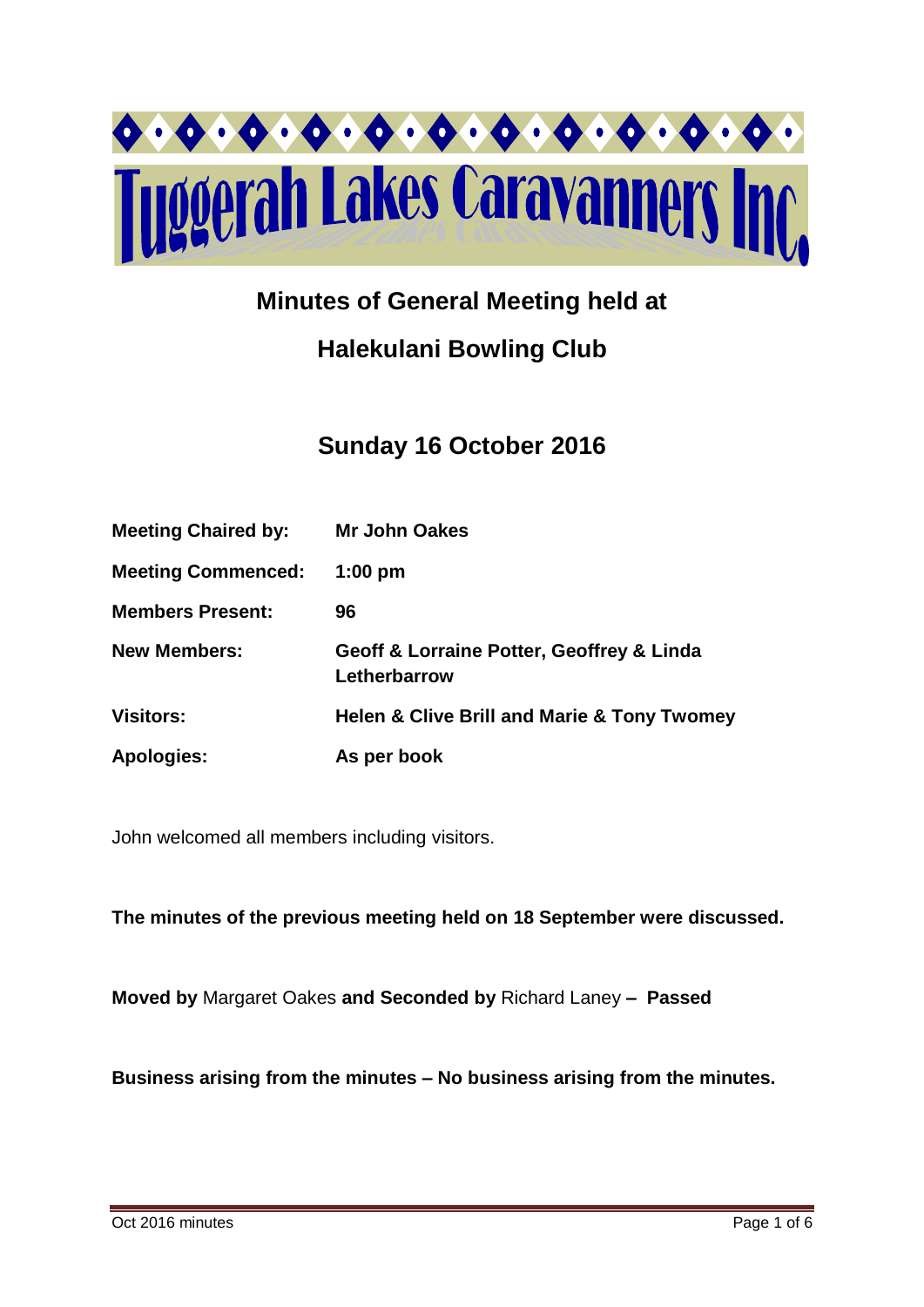# Tuggerah Lakes Caravanners Inc

## Minutes of General Meeting held at

## Halekulani Bowling Club

## Sunday 16 October 2016

| | |
|---|---|
| **Meeting Chaired by:** | **Mr John Oakes** |
| **Meeting Commenced:** | **1:00 pm** |
| **Members Present:** | **96** |
| **New Members:** | **Geoff & Lorraine Potter, Geoffrey & Linda Letherbarrow** |
| **Visitors:** | **Helen & Clive Brill and Marie & Tony Twomey** |
| **Apologies:** | **As per book** |

John welcomed all members including visitors.

**The minutes of the previous meeting held on 18 September were discussed.**

**Moved by** Margaret Oakes **and Seconded by** Richard Laney **– Passed**

**Business arising from the minutes – No business arising from the minutes.**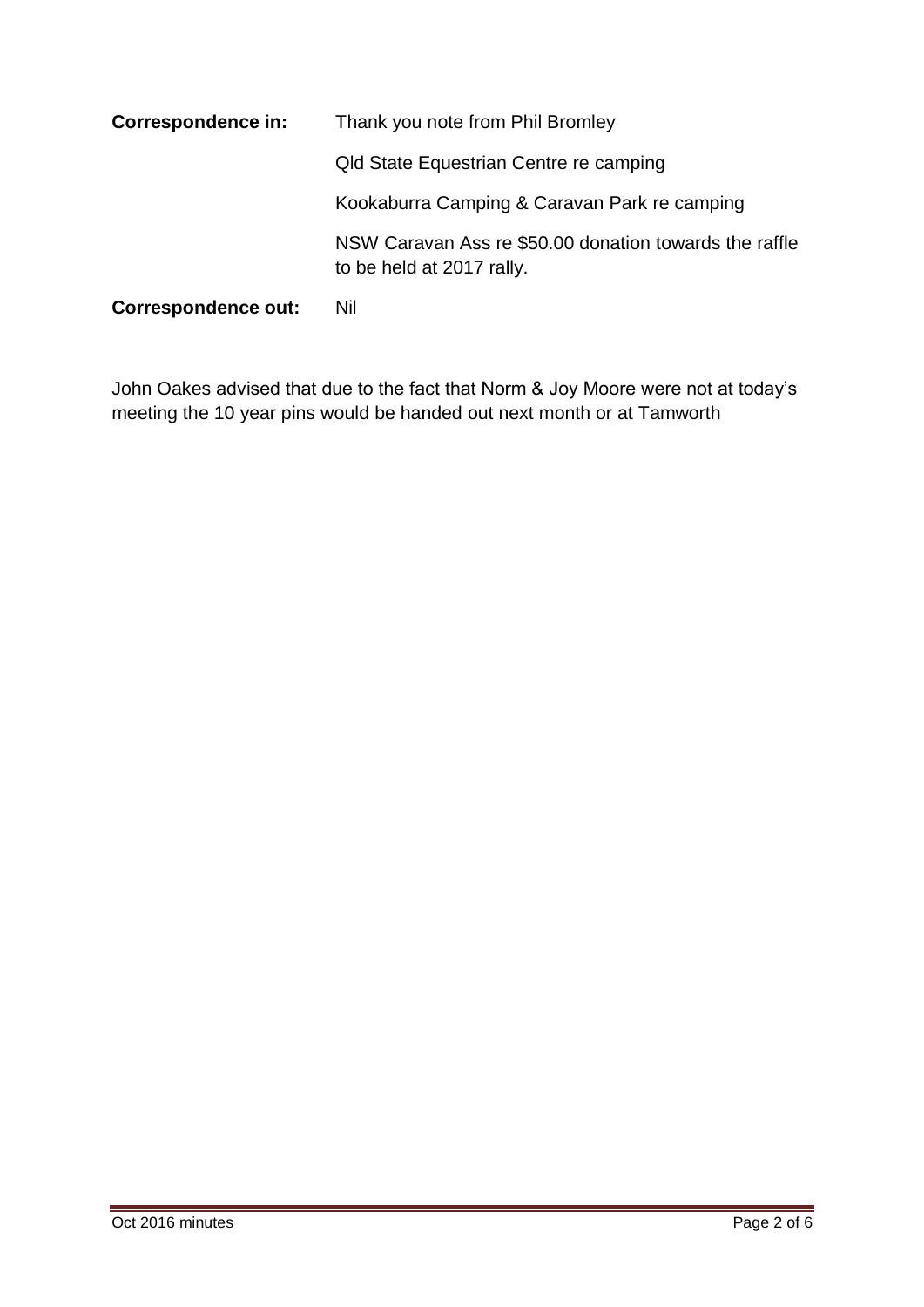**Correspondence in:** Thank you note from Phil Bromley

Qld State Equestrian Centre re camping

Kookaburra Camping & Caravan Park re camping

NSW Caravan Ass re $50.00 donation towards the raffle to be held at 2017 rally.

**Correspondence out:** Nil

John Oakes advised that due to the fact that Norm & Joy Moore were not at today's meeting the 10 year pins would be handed out next month or at Tamworth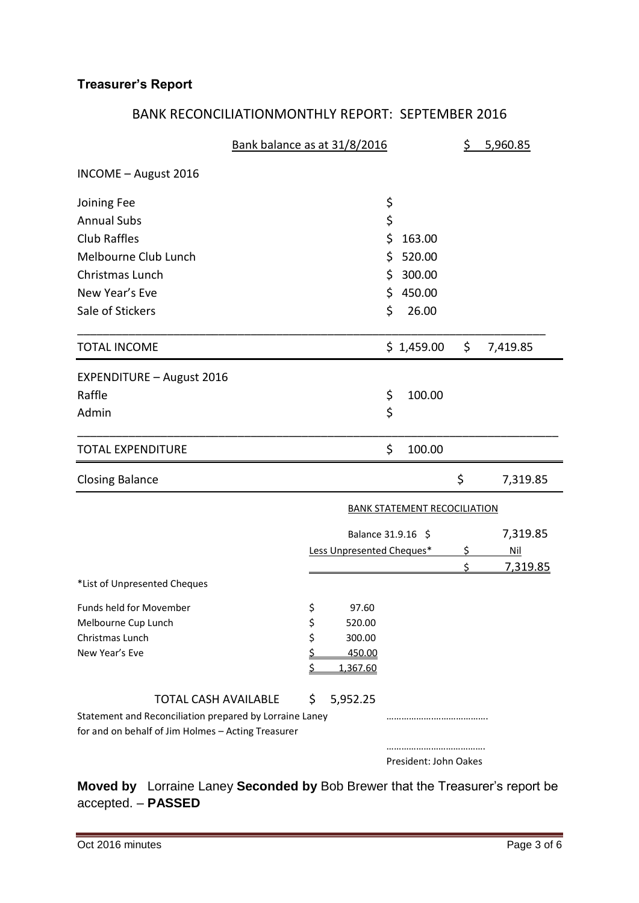**Treasurer's Report**

BANK RECONCILIATIONMONTHLY REPORT: SEPTEMBER 2016

| | | |
|---|---|---|
| Bank balance as at 31/8/2016 | | $ 5,960.85 |
| INCOME – August 2016 | | |
| Joining Fee | $ | |
| Annual Subs | $ | |
| Club Raffles | $ 163.00 | |
| Melbourne Club Lunch | $ 520.00 | |
| Christmas Lunch | $ 300.00 | |
| New Year's Eve | $ 450.00 | |
| Sale of Stickers | $ 26.00 | |
| TOTAL INCOME | $ 1,459.00 | $ 7,419.85 |
| EXPENDITURE – August 2016 | | |
| Raffle | $ 100.00 | |
| Admin | $ | |
| TOTAL EXPENDITURE | $ 100.00 | |
| Closing Balance | | $ 7,319.85 |

BANK STATEMENT RECOCILIATION

| | | |
|---|---|---|
| Balance 31.9.16 $ | | 7,319.85 |
| Less Unpresented Cheques* | $ | Nil |
| | $ | 7,319.85 |

*List of Unpresented Cheques

| | |
|---|---|
| Funds held for Movember | $ 97.60 |
| Melbourne Cup Lunch | $ 520.00 |
| Christmas Lunch | $ 300.00 |
| New Year's Eve | $ 450.00 |
| | $ 1,367.60 |

TOTAL CASH AVAILABLE $ 5,952.25

Statement and Reconciliation prepared by Lorraine Laney
for and on behalf of Jim Holmes – Acting Treasurer

…………………………………

…………………………………
President: John Oakes

**Moved by** Lorraine Laney **Seconded by** Bob Brewer that the Treasurer's report be accepted. – **PASSED**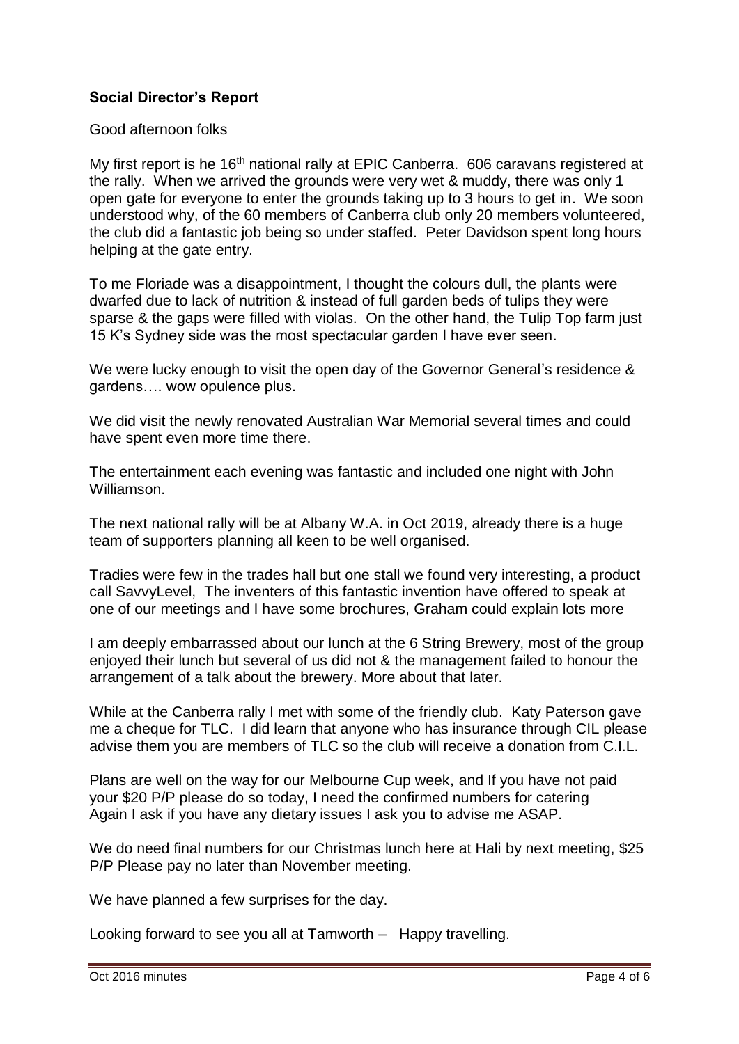**Social Director's Report**

Good afternoon folks

My first report is he 16th national rally at EPIC Canberra. 606 caravans registered at the rally. When we arrived the grounds were very wet & muddy, there was only 1 open gate for everyone to enter the grounds taking up to 3 hours to get in. We soon understood why, of the 60 members of Canberra club only 20 members volunteered, the club did a fantastic job being so under staffed. Peter Davidson spent long hours helping at the gate entry.

To me Floriade was a disappointment, I thought the colours dull, the plants were dwarfed due to lack of nutrition & instead of full garden beds of tulips they were sparse & the gaps were filled with violas. On the other hand, the Tulip Top farm just 15 K's Sydney side was the most spectacular garden I have ever seen.

We were lucky enough to visit the open day of the Governor General's residence & gardens…. wow opulence plus.

We did visit the newly renovated Australian War Memorial several times and could have spent even more time there.

The entertainment each evening was fantastic and included one night with John Williamson.

The next national rally will be at Albany W.A. in Oct 2019, already there is a huge team of supporters planning all keen to be well organised.

Tradies were few in the trades hall but one stall we found very interesting, a product call SavvyLevel, The inventers of this fantastic invention have offered to speak at one of our meetings and I have some brochures, Graham could explain lots more

I am deeply embarrassed about our lunch at the 6 String Brewery, most of the group enjoyed their lunch but several of us did not & the management failed to honour the arrangement of a talk about the brewery. More about that later.

While at the Canberra rally I met with some of the friendly club. Katy Paterson gave me a cheque for TLC. I did learn that anyone who has insurance through CIL please advise them you are members of TLC so the club will receive a donation from C.I.L.

Plans are well on the way for our Melbourne Cup week, and If you have not paid your $20 P/P please do so today, I need the confirmed numbers for catering Again I ask if you have any dietary issues I ask you to advise me ASAP.

We do need final numbers for our Christmas lunch here at Hali by next meeting, $25 P/P Please pay no later than November meeting.

We have planned a few surprises for the day.

Looking forward to see you all at Tamworth – Happy travelling.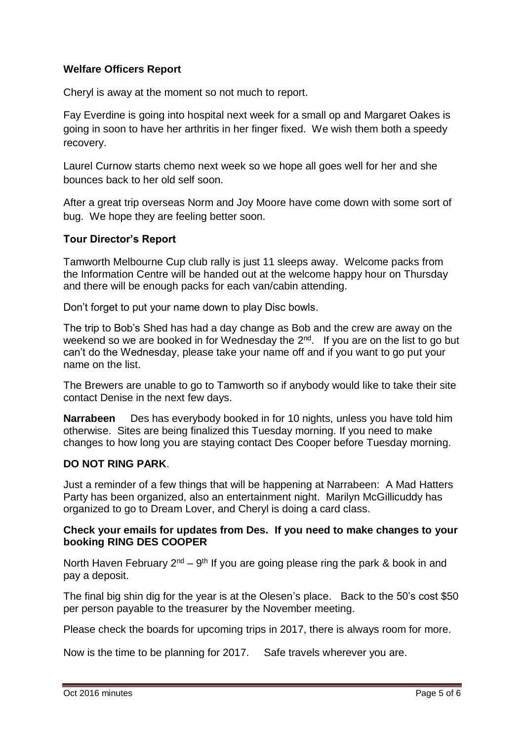**Welfare Officers Report**

Cheryl is away at the moment so not much to report.

Fay Everdine is going into hospital next week for a small op and Margaret Oakes is going in soon to have her arthritis in her finger fixed. We wish them both a speedy recovery.

Laurel Curnow starts chemo next week so we hope all goes well for her and she bounces back to her old self soon.

After a great trip overseas Norm and Joy Moore have come down with some sort of bug. We hope they are feeling better soon.

**Tour Director's Report**

Tamworth Melbourne Cup club rally is just 11 sleeps away. Welcome packs from the Information Centre will be handed out at the welcome happy hour on Thursday and there will be enough packs for each van/cabin attending.

Don't forget to put your name down to play Disc bowls.

The trip to Bob's Shed has had a day change as Bob and the crew are away on the weekend so we are booked in for Wednesday the 2nd. If you are on the list to go but can't do the Wednesday, please take your name off and if you want to go put your name on the list.

The Brewers are unable to go to Tamworth so if anybody would like to take their site contact Denise in the next few days.

**Narrabeen** Des has everybody booked in for 10 nights, unless you have told him otherwise. Sites are being finalized this Tuesday morning. If you need to make changes to how long you are staying contact Des Cooper before Tuesday morning.

**DO NOT RING PARK**.

Just a reminder of a few things that will be happening at Narrabeen: A Mad Hatters Party has been organized, also an entertainment night. Marilyn McGillicuddy has organized to go to Dream Lover, and Cheryl is doing a card class.

**Check your emails for updates from Des. If you need to make changes to your booking RING DES COOPER**

North Haven February 2nd – 9th If you are going please ring the park & book in and pay a deposit.

The final big shin dig for the year is at the Olesen's place. Back to the 50's cost $50 per person payable to the treasurer by the November meeting.

Please check the boards for upcoming trips in 2017, there is always room for more.

Now is the time to be planning for 2017. Safe travels wherever you are.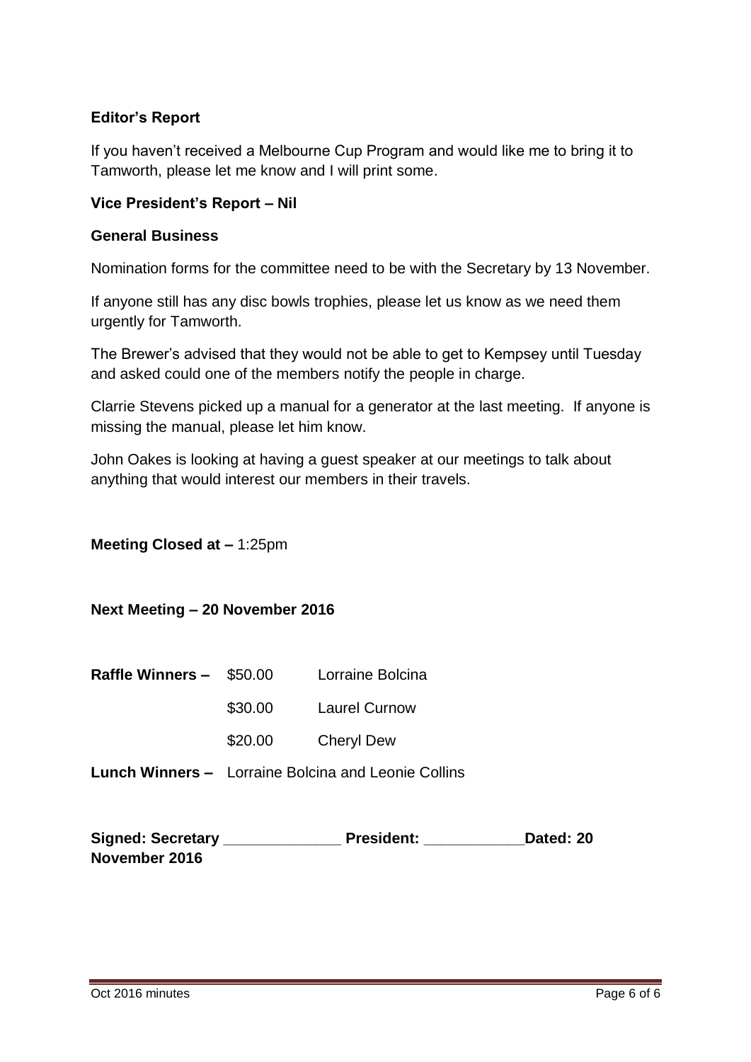**Editor's Report**

If you haven't received a Melbourne Cup Program and would like me to bring it to Tamworth, please let me know and I will print some.

**Vice President's Report – Nil**

**General Business**

Nomination forms for the committee need to be with the Secretary by 13 November.

If anyone still has any disc bowls trophies, please let us know as we need them urgently for Tamworth.

The Brewer's advised that they would not be able to get to Kempsey until Tuesday and asked could one of the members notify the people in charge.

Clarrie Stevens picked up a manual for a generator at the last meeting. If anyone is missing the manual, please let him know.

John Oakes is looking at having a guest speaker at our meetings to talk about anything that would interest our members in their travels.

**Meeting Closed at –** 1:25pm

**Next Meeting – 20 November 2016**

| | | |
|---|---|---|
| **Raffle Winners –** | $50.00 | Lorraine Bolcina |
| | $30.00 | Laurel Curnow |
| | $20.00 | Cheryl Dew |

**Lunch Winners –** Lorraine Bolcina and Leonie Collins

**Signed: Secretary \_\_\_\_\_\_\_\_\_\_\_\_\_\_ President: \_\_\_\_\_\_\_\_\_\_\_\_Dated: 20 November 2016**